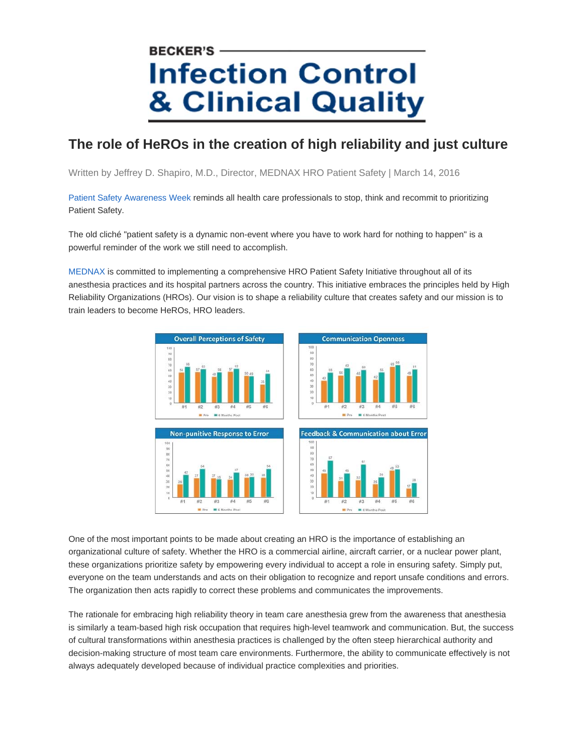BECKER'S

# Infection Control & Clinical Quality

## The role of HeROs in the creation of high reliability and just culture

Written by Jeffrey D. Shapiro, M.D., Director, MEDNAX HRO Patient Safety | March 14, 2016

Patient Safety Awareness Week reminds all health care professionals to stop, think and recommit to prioritizing Patient Safety.

The old cliché "patient safety is a dynamic non-event where you have to work hard for nothing to happen" is a powerful reminder of the work we still need to accomplish.

MEDNAX is committed to implementing a comprehensive HRO Patient Safety Initiative throughout all of its anesthesia practices and its hospital partners across the country. This initiative embraces the principles held by High Reliability Organizations (HROs). Our vision is to shape a reliability culture that creates safety and our mission is to train leaders to become HeROs, HRO leaders.

**Overall Perceptions of Safety**

| | #1 | #2 | #3 | #4 | #5 | #6 |
|---|---|---|---|---|---|---|
| Pre | 56 | 57 | 48 | 57 | 50 | 35 |
| 6 Months Post | 66 | 62 | 56 | 63 | 49 | 54 |

**Communication Openness**

| | #1 | #2 | #3 | #4 | #5 | #6 |
|---|---|---|---|---|---|---|
| Pre | 40 | 50 | 48 | 42 | 65 | 49 |
| 6 Months Post | 55 | 62 | 60 | 55 | 68 | 61 |

**Non-punitive Response to Error**

| | #1 | #2 | #3 | #4 | #5 | #6 |
|---|---|---|---|---|---|---|
| Pre | 26 | 37 | 37 | 34 | 38 | 38 |
| 6 Months Post | 42 | 54 | 35 | 47 | 39 | 54 |

**Feedback & Communication about Error**

| | #1 | #2 | #3 | #4 | #5 | #6 |
|---|---|---|---|---|---|---|
| Pre | 45 | 31 | 32 | 25 | 49 | 17 |
| 6 Months Post | 67 | 45 | 61 | 36 | 53 | 28 |

One of the most important points to be made about creating an HRO is the importance of establishing an organizational culture of safety. Whether the HRO is a commercial airline, aircraft carrier, or a nuclear power plant, these organizations prioritize safety by empowering every individual to accept a role in ensuring safety. Simply put, everyone on the team understands and acts on their obligation to recognize and report unsafe conditions and errors. The organization then acts rapidly to correct these problems and communicates the improvements.

The rationale for embracing high reliability theory in team care anesthesia grew from the awareness that anesthesia is similarly a team-based high risk occupation that requires high-level teamwork and communication. But, the success of cultural transformations within anesthesia practices is challenged by the often steep hierarchical authority and decision-making structure of most team care environments. Furthermore, the ability to communicate effectively is not always adequately developed because of individual practice complexities and priorities.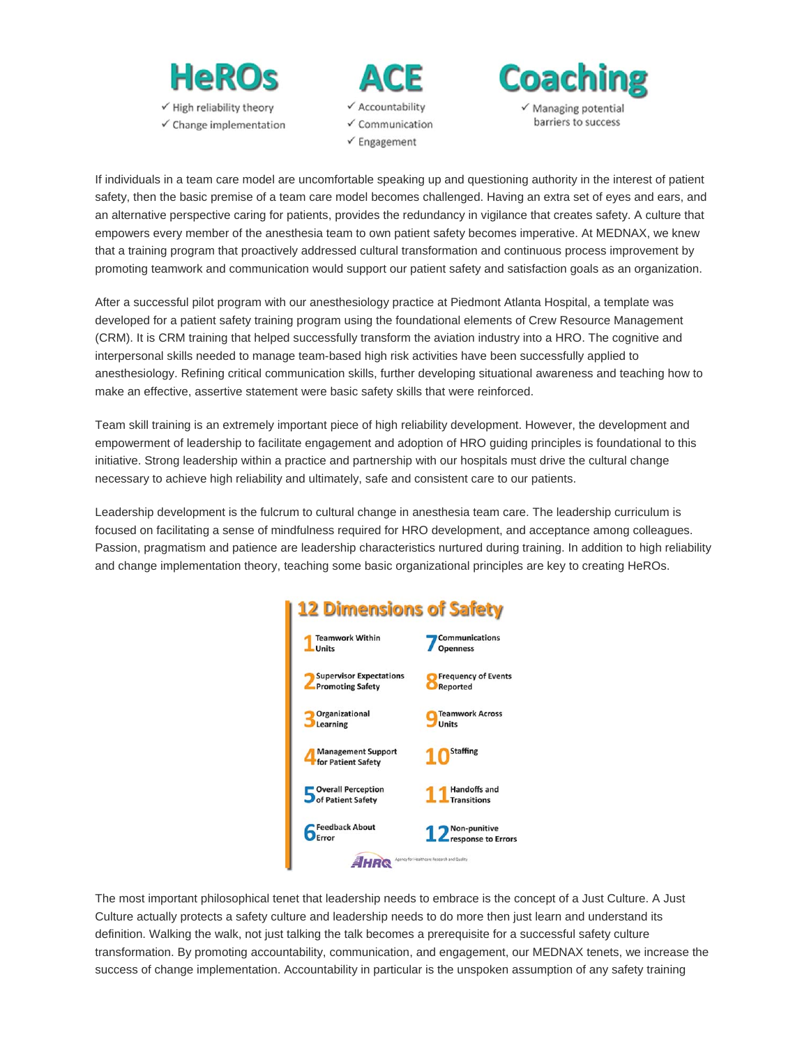**HeROs**
- ✓ High reliability theory
- ✓ Change implementation

**ACE**
- ✓ Accountability
- ✓ Communication
- ✓ Engagement

**Coaching**
- ✓ Managing potential barriers to success

If individuals in a team care model are uncomfortable speaking up and questioning authority in the interest of patient safety, then the basic premise of a team care model becomes challenged. Having an extra set of eyes and ears, and an alternative perspective caring for patients, provides the redundancy in vigilance that creates safety. A culture that empowers every member of the anesthesia team to own patient safety becomes imperative. At MEDNAX, we knew that a training program that proactively addressed cultural transformation and continuous process improvement by promoting teamwork and communication would support our patient safety and satisfaction goals as an organization.

After a successful pilot program with our anesthesiology practice at Piedmont Atlanta Hospital, a template was developed for a patient safety training program using the foundational elements of Crew Resource Management (CRM). It is CRM training that helped successfully transform the aviation industry into a HRO. The cognitive and interpersonal skills needed to manage team-based high risk activities have been successfully applied to anesthesiology. Refining critical communication skills, further developing situational awareness and teaching how to make an effective, assertive statement were basic safety skills that were reinforced.

Team skill training is an extremely important piece of high reliability development. However, the development and empowerment of leadership to facilitate engagement and adoption of HRO guiding principles is foundational to this initiative. Strong leadership within a practice and partnership with our hospitals must drive the cultural change necessary to achieve high reliability and ultimately, safe and consistent care to our patients.

Leadership development is the fulcrum to cultural change in anesthesia team care. The leadership curriculum is focused on facilitating a sense of mindfulness required for HRO development, and acceptance among colleagues. Passion, pragmatism and patience are leadership characteristics nurtured during training. In addition to high reliability and change implementation theory, teaching some basic organizational principles are key to creating HeROs.

## 12 Dimensions of Safety

1. Teamwork Within Units
2. Supervisor Expectations Promoting Safety
3. Organizational Learning
4. Management Support for Patient Safety
5. Overall Perception of Patient Safety
6. Feedback About Error
7. Communications Openness
8. Frequency of Events Reported
9. Teamwork Across Units
10. Staffing
11. Handoffs and Transitions
12. Non-punitive response to Errors

AHRQ Agency for Healthcare Research and Quality

The most important philosophical tenet that leadership needs to embrace is the concept of a Just Culture. A Just Culture actually protects a safety culture and leadership needs to do more then just learn and understand its definition. Walking the walk, not just talking the talk becomes a prerequisite for a successful safety culture transformation. By promoting accountability, communication, and engagement, our MEDNAX tenets, we increase the success of change implementation. Accountability in particular is the unspoken assumption of any safety training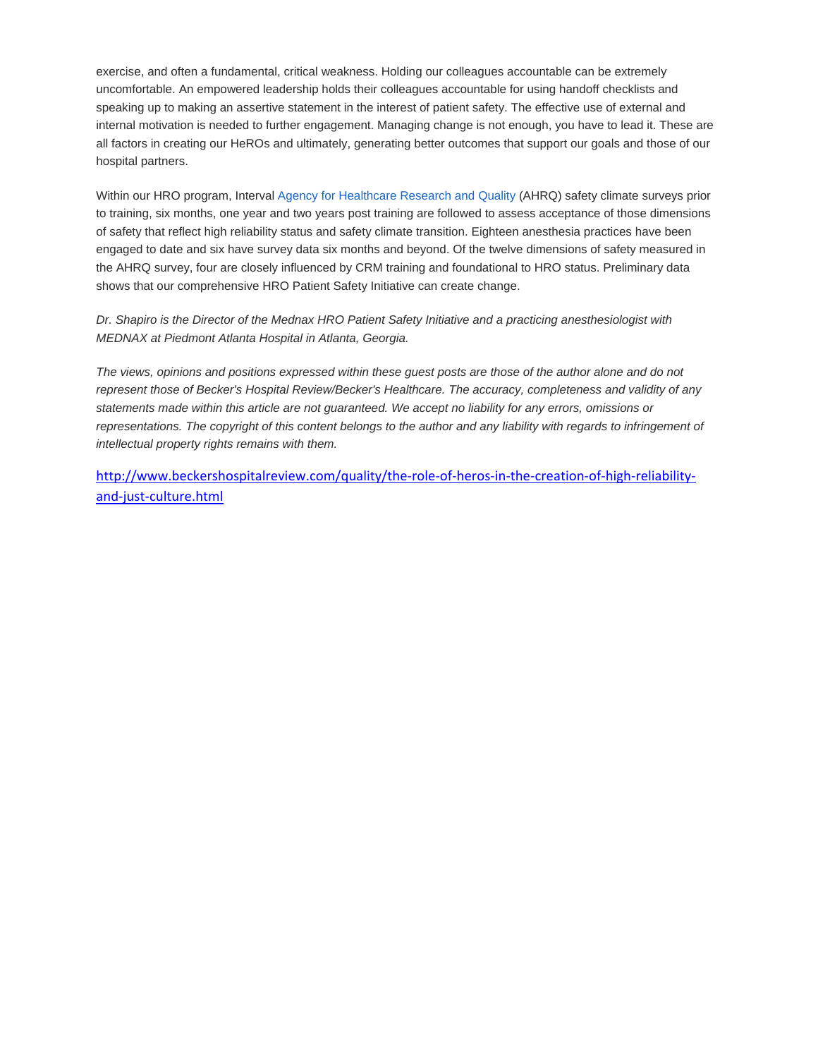exercise, and often a fundamental, critical weakness. Holding our colleagues accountable can be extremely uncomfortable. An empowered leadership holds their colleagues accountable for using handoff checklists and speaking up to making an assertive statement in the interest of patient safety. The effective use of external and internal motivation is needed to further engagement. Managing change is not enough, you have to lead it. These are all factors in creating our HeROs and ultimately, generating better outcomes that support our goals and those of our hospital partners.

Within our HRO program, Interval [Agency for Healthcare Research and Quality](#) (AHRQ) safety climate surveys prior to training, six months, one year and two years post training are followed to assess acceptance of those dimensions of safety that reflect high reliability status and safety climate transition. Eighteen anesthesia practices have been engaged to date and six have survey data six months and beyond. Of the twelve dimensions of safety measured in the AHRQ survey, four are closely influenced by CRM training and foundational to HRO status. Preliminary data shows that our comprehensive HRO Patient Safety Initiative can create change.

*Dr. Shapiro is the Director of the Mednax HRO Patient Safety Initiative and a practicing anesthesiologist with MEDNAX at Piedmont Atlanta Hospital in Atlanta, Georgia.*

*The views, opinions and positions expressed within these guest posts are those of the author alone and do not represent those of Becker's Hospital Review/Becker's Healthcare. The accuracy, completeness and validity of any statements made within this article are not guaranteed. We accept no liability for any errors, omissions or representations. The copyright of this content belongs to the author and any liability with regards to infringement of intellectual property rights remains with them.*

[http://www.beckershospitalreview.com/quality/the-role-of-heros-in-the-creation-of-high-reliability-and-just-culture.html](http://www.beckershospitalreview.com/quality/the-role-of-heros-in-the-creation-of-high-reliability-and-just-culture.html)